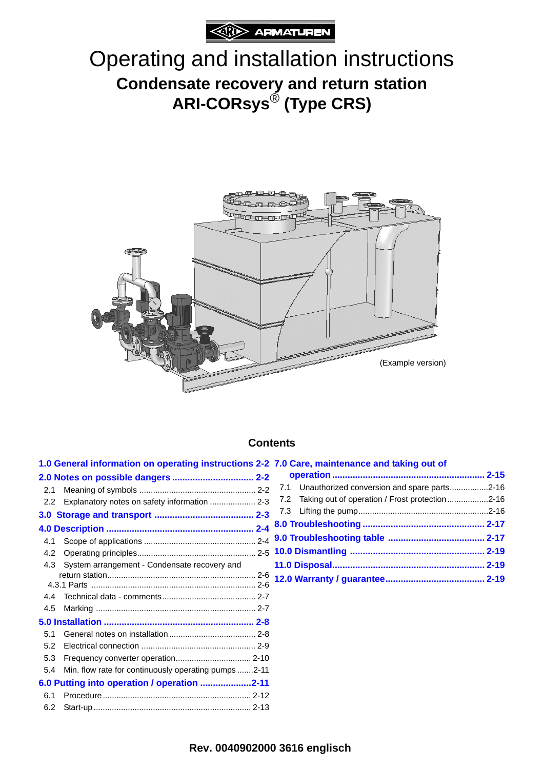ARI ARMATUREN

# Operating and installation instructions

## Condensate recovery and return station
## ARI-CORsys® (Type CRS)

(Example version)

### Contents

**1.0 General information on operating instructions 2-2**

**2.0 Notes on possible dangers ................................ 2-2**

- 2.1 Meaning of symbols .................................................. 2-2
- 2.2 Explanatory notes on safety information .................... 2-3

**3.0 Storage and transport ....................................... 2-3**

**4.0 Description ........................................................... 2-4**

- 4.1 Scope of applications ................................................ 2-4
- 4.2 Operating principles.................................................... 2-5
- 4.3 System arrangement - Condensate recovery and return station................................................................ 2-6
  - 4.3.1 Parts ........................................................................ 2-6
- 4.4 Technical data - comments......................................... 2-7
- 4.5 Marking ...................................................................... 2-7

**5.0 Installation ........................................................... 2-8**

- 5.1 General notes on installation...................................... 2-8
- 5.2 Electrical connection .................................................. 2-9
- 5.3 Frequency converter operation................................. 2-10
- 5.4 Min. flow rate for continuously operating pumps .......2-11

**6.0 Putting into operation / operation ....................2-11**

- 6.1 Procedure ................................................................ 2-12
- 6.2 Start-up .................................................................... 2-13

**7.0 Care, maintenance and taking out of operation ........................................................... 2-15**

- 7.1 Unauthorized conversion and spare parts.................2-16
- 7.2 Taking out of operation / Frost protection..................2-16
- 7.3 Lifting the pump.........................................................2-16

**8.0 Troubleshooting ............................................... 2-17**

**9.0 Troubleshooting table ..................................... 2-17**

**10.0 Dismantling ..................................................... 2-19**

**11.0 Disposal............................................................ 2-19**

**12.0 Warranty / guarantee....................................... 2-19**

**Rev. 0040902000 3616 englisch**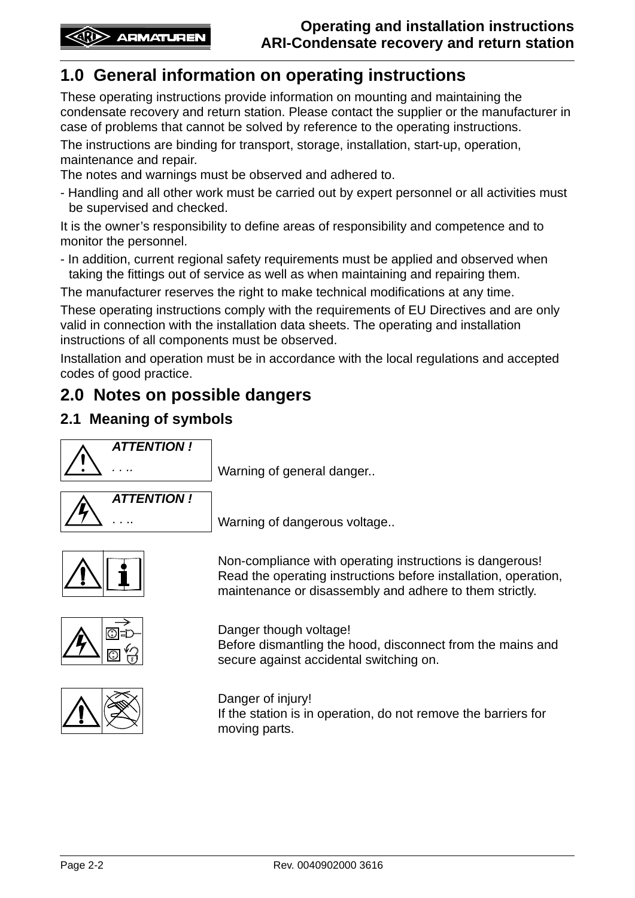# 1.0 General information on operating instructions

These operating instructions provide information on mounting and maintaining the condensate recovery and return station. Please contact the supplier or the manufacturer in case of problems that cannot be solved by reference to the operating instructions.

The instructions are binding for transport, storage, installation, start-up, operation, maintenance and repair.
The notes and warnings must be observed and adhered to.

- Handling and all other work must be carried out by expert personnel or all activities must be supervised and checked.

It is the owner’s responsibility to define areas of responsibility and competence and to monitor the personnel.

- In addition, current regional safety requirements must be applied and observed when taking the fittings out of service as well as when maintaining and repairing them.

The manufacturer reserves the right to make technical modifications at any time.

These operating instructions comply with the requirements of EU Directives and are only valid in connection with the installation data sheets. The operating and installation instructions of all components must be observed.

Installation and operation must be in accordance with the local regulations and accepted codes of good practice.

# 2.0 Notes on possible dangers

## 2.1 Meaning of symbols

| Symbol | Meaning |
| --- | --- |
| ***ATTENTION !*** . . .. | Warning of general danger.. |
| ***ATTENTION !*** . . .. | Warning of dangerous voltage.. |
| | Non-compliance with operating instructions is dangerous! Read the operating instructions before installation, operation, maintenance or disassembly and adhere to them strictly. |
| | Danger though voltage! Before dismantling the hood, disconnect from the mains and secure against accidental switching on. |
| | Danger of injury! If the station is in operation, do not remove the barriers for moving parts. |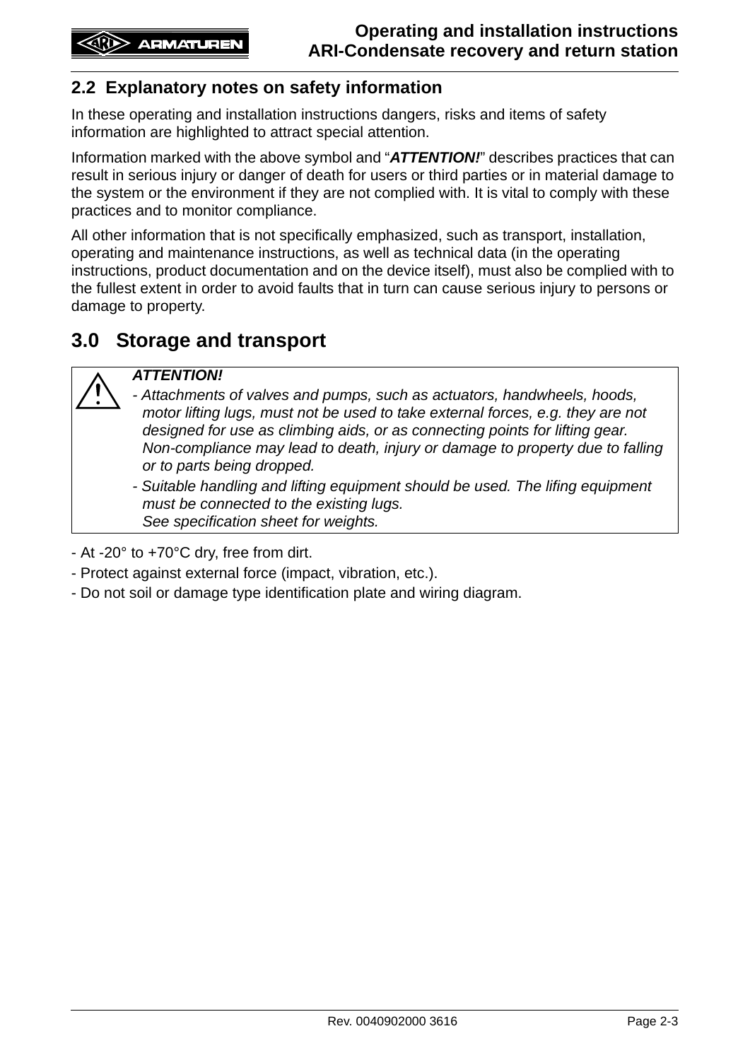## 2.2 Explanatory notes on safety information

In these operating and installation instructions dangers, risks and items of safety information are highlighted to attract special attention.

Information marked with the above symbol and "***ATTENTION!***" describes practices that can result in serious injury or danger of death for users or third parties or in material damage to the system or the environment if they are not complied with. It is vital to comply with these practices and to monitor compliance.

All other information that is not specifically emphasized, such as transport, installation, operating and maintenance instructions, as well as technical data (in the operating instructions, product documentation and on the device itself), must also be complied with to the fullest extent in order to avoid faults that in turn can cause serious injury to persons or damage to property.

# 3.0 Storage and transport

> ***ATTENTION!***
>
> *- Attachments of valves and pumps, such as actuators, handwheels, hoods, motor lifting lugs, must not be used to take external forces, e.g. they are not designed for use as climbing aids, or as connecting points for lifting gear. Non-compliance may lead to death, injury or damage to property due to falling or to parts being dropped.*
>
> *- Suitable handling and lifting equipment should be used. The lifing equipment must be connected to the existing lugs. See specification sheet for weights.*

- At -20° to +70°C dry, free from dirt.
- Protect against external force (impact, vibration, etc.).
- Do not soil or damage type identification plate and wiring diagram.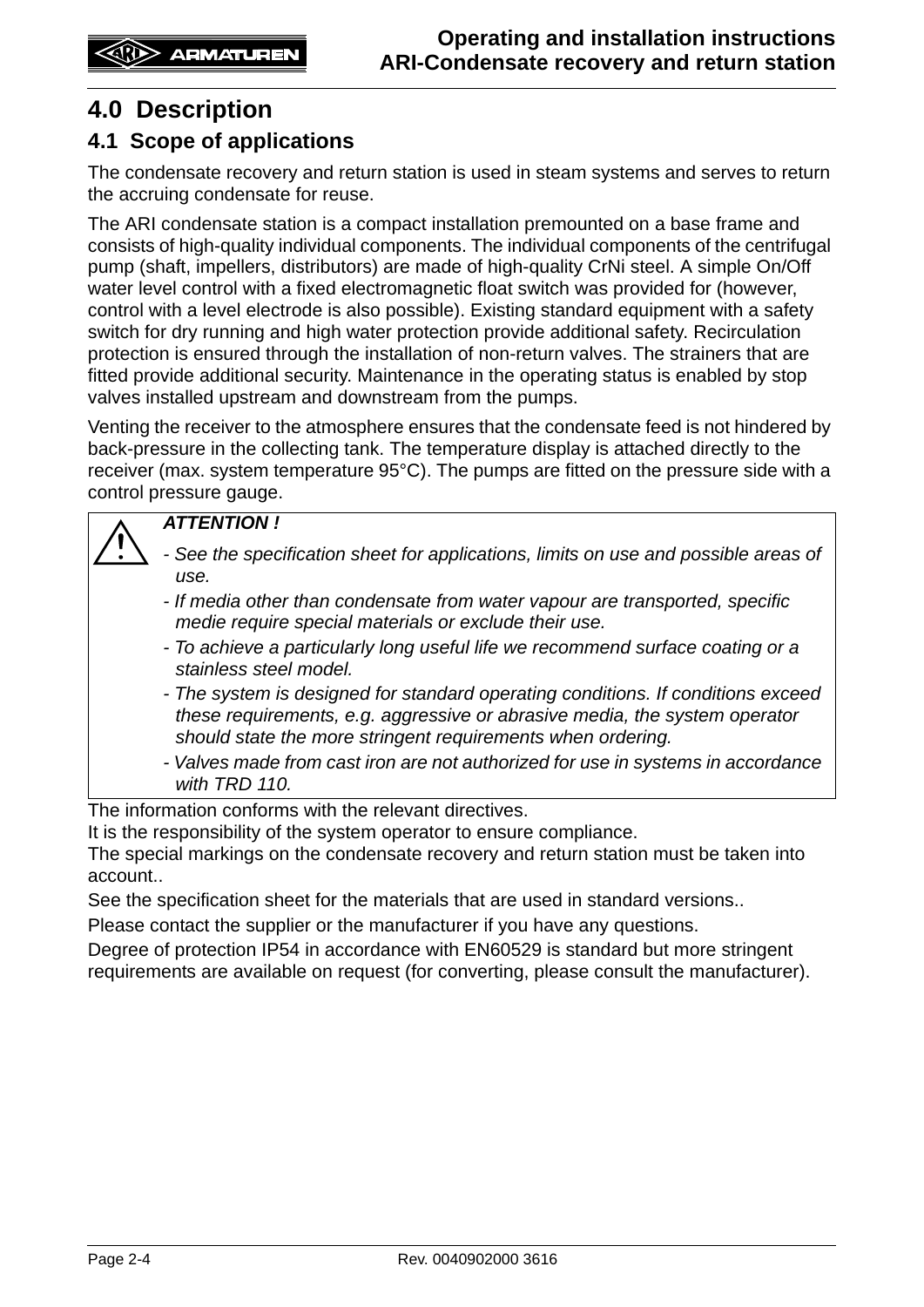# 4.0 Description

## 4.1 Scope of applications

The condensate recovery and return station is used in steam systems and serves to return the accruing condensate for reuse.

The ARI condensate station is a compact installation premounted on a base frame and consists of high-quality individual components. The individual components of the centrifugal pump (shaft, impellers, distributors) are made of high-quality CrNi steel. A simple On/Off water level control with a fixed electromagnetic float switch was provided for (however, control with a level electrode is also possible). Existing standard equipment with a safety switch for dry running and high water protection provide additional safety. Recirculation protection is ensured through the installation of non-return valves. The strainers that are fitted provide additional security. Maintenance in the operating status is enabled by stop valves installed upstream and downstream from the pumps.

Venting the receiver to the atmosphere ensures that the condensate feed is not hindered by back-pressure in the collecting tank. The temperature display is attached directly to the receiver (max. system temperature 95°C). The pumps are fitted on the pressure side with a control pressure gauge.

> ***ATTENTION !***
>
> - *See the specification sheet for applications, limits on use and possible areas of use.*
> - *If media other than condensate from water vapour are transported, specific medie require special materials or exclude their use.*
> - *To achieve a particularly long useful life we recommend surface coating or a stainless steel model.*
> - *The system is designed for standard operating conditions. If conditions exceed these requirements, e.g. aggressive or abrasive media, the system operator should state the more stringent requirements when ordering.*
> - *Valves made from cast iron are not authorized for use in systems in accordance with TRD 110.*

The information conforms with the relevant directives.
It is the responsibility of the system operator to ensure compliance.
The special markings on the condensate recovery and return station must be taken into account..

See the specification sheet for the materials that are used in standard versions..

Please contact the supplier or the manufacturer if you have any questions.

Degree of protection IP54 in accordance with EN60529 is standard but more stringent requirements are available on request (for converting, please consult the manufacturer).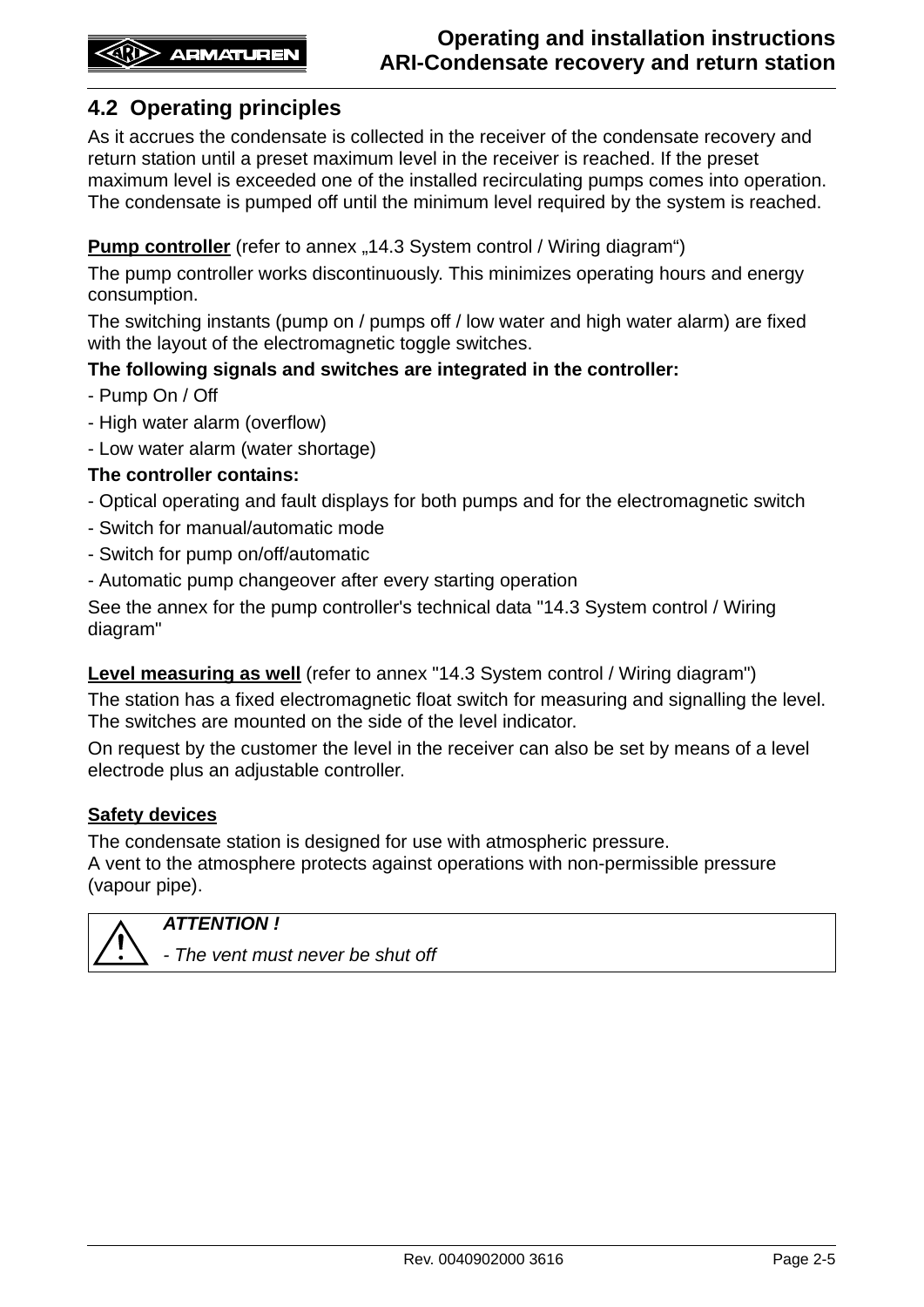## 4.2 Operating principles

As it accrues the condensate is collected in the receiver of the condensate recovery and return station until a preset maximum level in the receiver is reached. If the preset maximum level is exceeded one of the installed recirculating pumps comes into operation. The condensate is pumped off until the minimum level required by the system is reached.

**Pump controller** (refer to annex „14.3 System control / Wiring diagram“)

The pump controller works discontinuously. This minimizes operating hours and energy consumption.

The switching instants (pump on / pumps off / low water and high water alarm) are fixed with the layout of the electromagnetic toggle switches.

**The following signals and switches are integrated in the controller:**

- Pump On / Off
- High water alarm (overflow)
- Low water alarm (water shortage)

**The controller contains:**

- Optical operating and fault displays for both pumps and for the electromagnetic switch
- Switch for manual/automatic mode
- Switch for pump on/off/automatic
- Automatic pump changeover after every starting operation

See the annex for the pump controller's technical data "14.3 System control / Wiring diagram"

**Level measuring as well** (refer to annex "14.3 System control / Wiring diagram")

The station has a fixed electromagnetic float switch for measuring and signalling the level. The switches are mounted on the side of the level indicator.

On request by the customer the level in the receiver can also be set by means of a level electrode plus an adjustable controller.

**Safety devices**

The condensate station is designed for use with atmospheric pressure.
A vent to the atmosphere protects against operations with non-permissible pressure (vapour pipe).

> ⚠ ***ATTENTION !***
>
> *- The vent must never be shut off*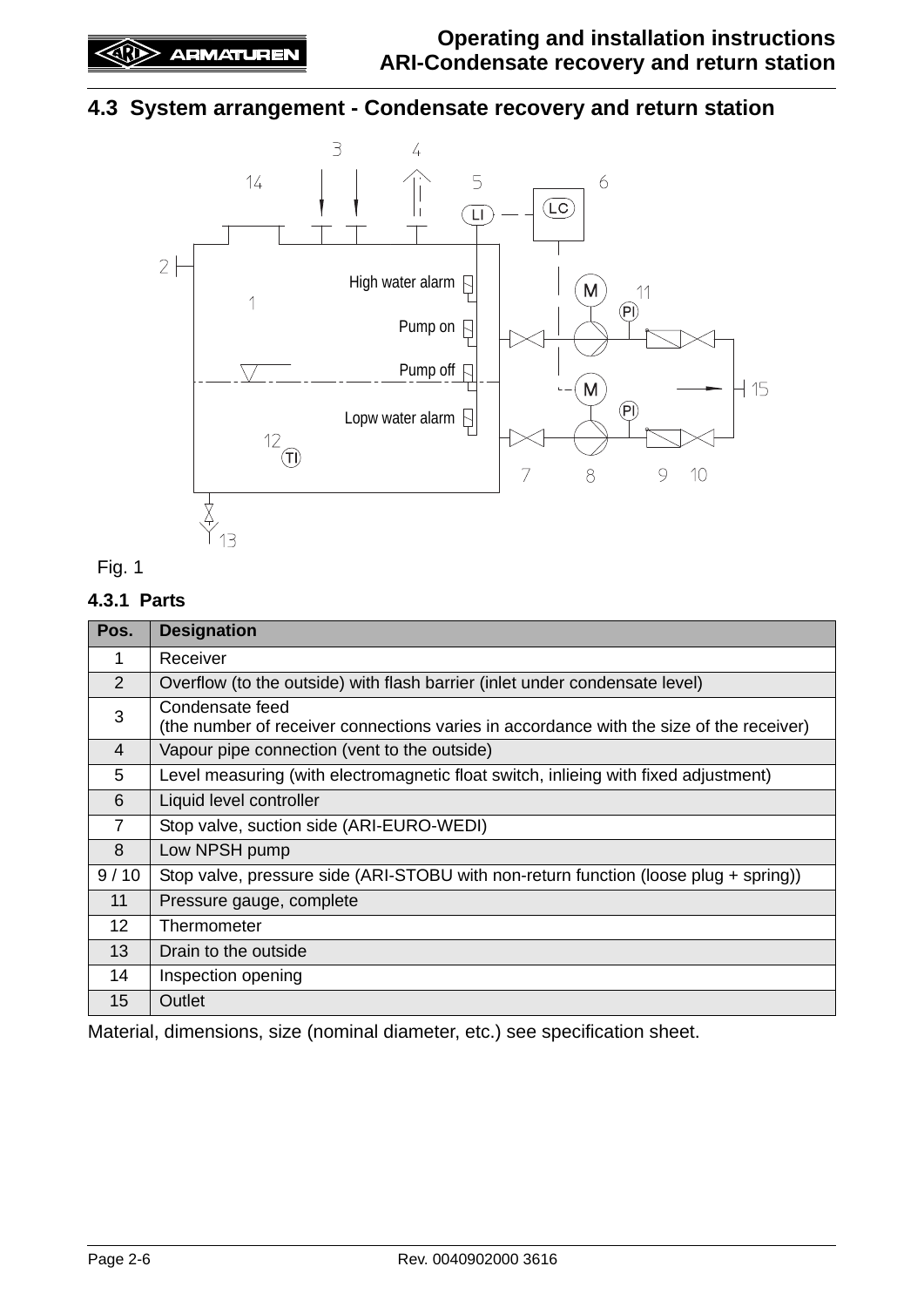## 4.3 System arrangement - Condensate recovery and return station

Fig. 1

### 4.3.1 Parts

| Pos. | Designation |
|---|---|
| 1 | Receiver |
| 2 | Overflow (to the outside) with flash barrier (inlet under condensate level) |
| 3 | Condensate feed<br>(the number of receiver connections varies in accordance with the size of the receiver) |
| 4 | Vapour pipe connection (vent to the outside) |
| 5 | Level measuring (with electromagnetic float switch, inlieing with fixed adjustment) |
| 6 | Liquid level controller |
| 7 | Stop valve, suction side (ARI-EURO-WEDI) |
| 8 | Low NPSH pump |
| 9 / 10 | Stop valve, pressure side (ARI-STOBU with non-return function (loose plug + spring)) |
| 11 | Pressure gauge, complete |
| 12 | Thermometer |
| 13 | Drain to the outside |
| 14 | Inspection opening |
| 15 | Outlet |

Material, dimensions, size (nominal diameter, etc.) see specification sheet.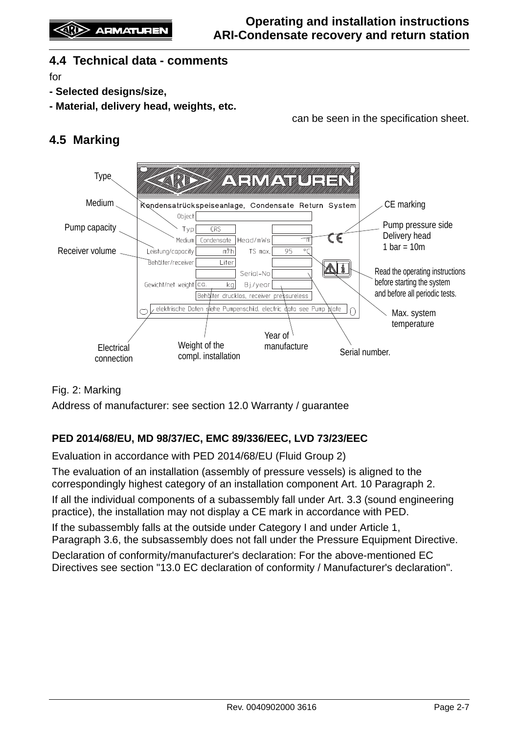## 4.4 Technical data - comments

for

**- Selected designs/size,**

**- Material, delivery head, weights, etc.**

can be seen in the specification sheet.

## 4.5 Marking

Type

Medium

Pump capacity

Receiver volume

ARI ARMATUREN

Kondensatrückspeiseanlage, Condensate Return System

Object

Typ CRS

Medium Condensate Head/mWs m

Leistung/capacity m³/h TS max. 95 °C

Behälter/receiver Liter

Serial-No

Gewicht/net weight ca. kg Bj./year

Behälter drucklos, receiver pressureless

elektrische Daten siehe Pumpenschild, electric data see Pump plate

CE marking

Pump pressure side
Delivery head
1 bar = 10m

Read the operating instructions before starting the system and before all periodic tests.

Max. system temperature

Serial number.

Year of manufacture

Weight of the compl. installation

Electrical connection

Fig. 2: Marking

Address of manufacturer: see section 12.0 Warranty / guarantee

**PED 2014/68/EU, MD 98/37/EC, EMC 89/336/EEC, LVD 73/23/EEC**

Evaluation in accordance with PED 2014/68/EU (Fluid Group 2)

The evaluation of an installation (assembly of pressure vessels) is aligned to the correspondingly highest category of an installation component Art. 10 Paragraph 2.

If all the individual components of a subassembly fall under Art. 3.3 (sound engineering practice), the installation may not display a CE mark in accordance with PED.

If the subassembly falls at the outside under Category I and under Article 1, Paragraph 3.6, the subsassembly does not fall under the Pressure Equipment Directive.

Declaration of conformity/manufacturer's declaration: For the above-mentioned EC Directives see section "13.0 EC declaration of conformity / Manufacturer's declaration".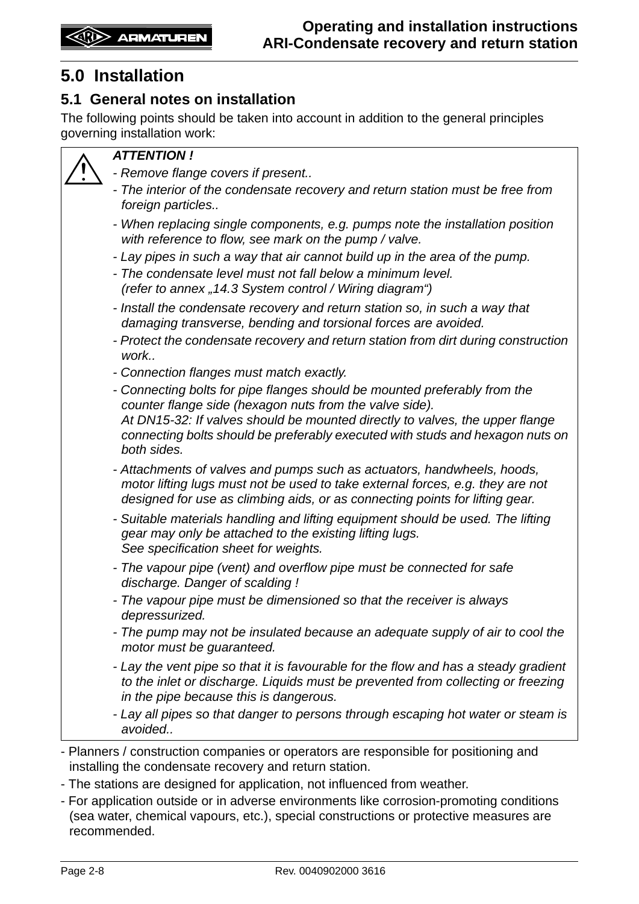# 5.0 Installation

## 5.1 General notes on installation

The following points should be taken into account in addition to the general principles governing installation work:

> **_ATTENTION !_**
>
> *- Remove flange covers if present..*
>
> *- The interior of the condensate recovery and return station must be free from foreign particles..*
>
> *- When replacing single components, e.g. pumps note the installation position with reference to flow, see mark on the pump / valve.*
>
> *- Lay pipes in such a way that air cannot build up in the area of the pump.*
>
> *- The condensate level must not fall below a minimum level. (refer to annex „14.3 System control / Wiring diagram“)*
>
> *- Install the condensate recovery and return station so, in such a way that damaging transverse, bending and torsional forces are avoided.*
>
> *- Protect the condensate recovery and return station from dirt during construction work..*
>
> *- Connection flanges must match exactly.*
>
> *- Connecting bolts for pipe flanges should be mounted preferably from the counter flange side (hexagon nuts from the valve side).*
> *At DN15-32: If valves should be mounted directly to valves, the upper flange connecting bolts should be preferably executed with studs and hexagon nuts on both sides.*
>
> *- Attachments of valves and pumps such as actuators, handwheels, hoods, motor lifting lugs must not be used to take external forces, e.g. they are not designed for use as climbing aids, or as connecting points for lifting gear.*
>
> *- Suitable materials handling and lifting equipment should be used. The lifting gear may only be attached to the existing lifting lugs.*
> *See specification sheet for weights.*
>
> *- The vapour pipe (vent) and overflow pipe must be connected for safe discharge. Danger of scalding !*
>
> *- The vapour pipe must be dimensioned so that the receiver is always depressurized.*
>
> *- The pump may not be insulated because an adequate supply of air to cool the motor must be guaranteed.*
>
> *- Lay the vent pipe so that it is favourable for the flow and has a steady gradient to the inlet or discharge. Liquids must be prevented from collecting or freezing in the pipe because this is dangerous.*
>
> *- Lay all pipes so that danger to persons through escaping hot water or steam is avoided..*

- Planners / construction companies or operators are responsible for positioning and installing the condensate recovery and return station.
- The stations are designed for application, not influenced from weather.
- For application outside or in adverse environments like corrosion-promoting conditions (sea water, chemical vapours, etc.), special constructions or protective measures are recommended.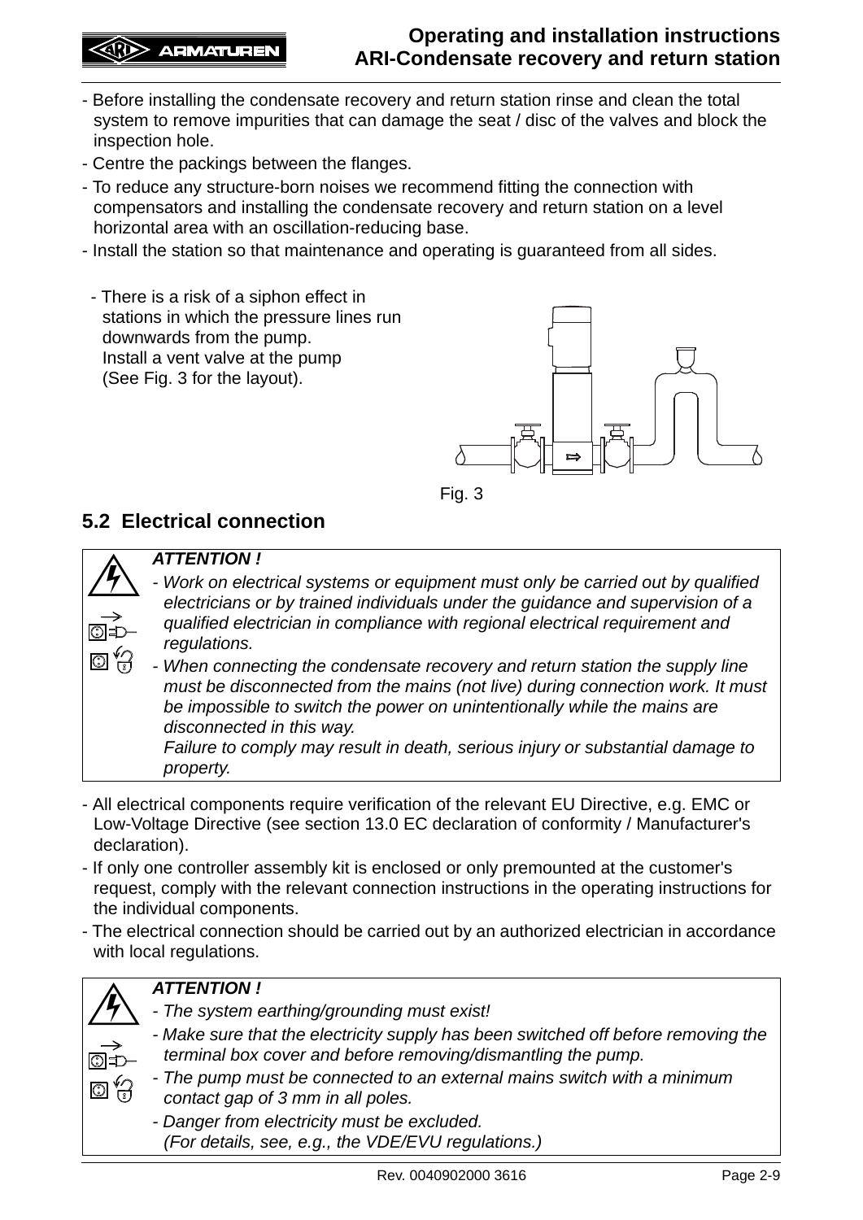- Before installing the condensate recovery and return station rinse and clean the total system to remove impurities that can damage the seat / disc of the valves and block the inspection hole.
- Centre the packings between the flanges.
- To reduce any structure-born noises we recommend fitting the connection with compensators and installing the condensate recovery and return station on a level horizontal area with an oscillation-reducing base.
- Install the station so that maintenance and operating is guaranteed from all sides.

- There is a risk of a siphon effect in stations in which the pressure lines run downwards from the pump. Install a vent valve at the pump (See Fig. 3 for the layout).

Fig. 3

## 5.2 Electrical connection

***ATTENTION !***

- *Work on electrical systems or equipment must only be carried out by qualified electricians or by trained individuals under the guidance and supervision of a qualified electrician in compliance with regional electrical requirement and regulations.*
- *When connecting the condensate recovery and return station the supply line must be disconnected from the mains (not live) during connection work. It must be impossible to switch the power on unintentionally while the mains are disconnected in this way.*
  *Failure to comply may result in death, serious injury or substantial damage to property.*

- All electrical components require verification of the relevant EU Directive, e.g. EMC or Low-Voltage Directive (see section 13.0 EC declaration of conformity / Manufacturer's declaration).
- If only one controller assembly kit is enclosed or only premounted at the customer's request, comply with the relevant connection instructions in the operating instructions for the individual components.
- The electrical connection should be carried out by an authorized electrician in accordance with local regulations.

***ATTENTION !***

- *The system earthing/grounding must exist!*
- *Make sure that the electricity supply has been switched off before removing the terminal box cover and before removing/dismantling the pump.*
- *The pump must be connected to an external mains switch with a minimum contact gap of 3 mm in all poles.*
- *Danger from electricity must be excluded.*
  *(For details, see, e.g., the VDE/EVU regulations.)*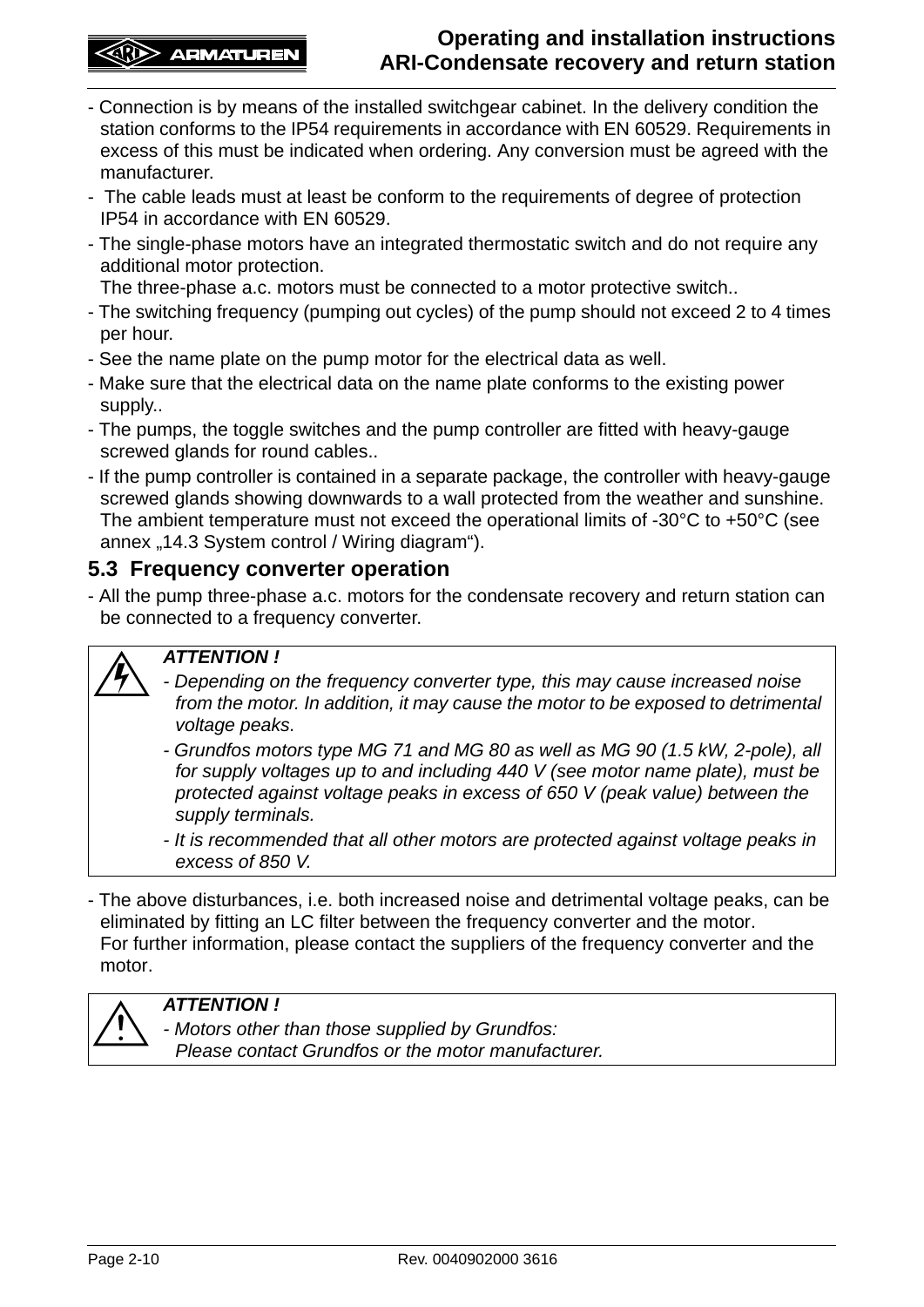- Connection is by means of the installed switchgear cabinet. In the delivery condition the station conforms to the IP54 requirements in accordance with EN 60529. Requirements in excess of this must be indicated when ordering. Any conversion must be agreed with the manufacturer.
- The cable leads must at least be conform to the requirements of degree of protection IP54 in accordance with EN 60529.
- The single-phase motors have an integrated thermostatic switch and do not require any additional motor protection.
  The three-phase a.c. motors must be connected to a motor protective switch..
- The switching frequency (pumping out cycles) of the pump should not exceed 2 to 4 times per hour.
- See the name plate on the pump motor for the electrical data as well.
- Make sure that the electrical data on the name plate conforms to the existing power supply..
- The pumps, the toggle switches and the pump controller are fitted with heavy-gauge screwed glands for round cables..
- If the pump controller is contained in a separate package, the controller with heavy-gauge screwed glands showing downwards to a wall protected from the weather and sunshine. The ambient temperature must not exceed the operational limits of -30°C to +50°C (see annex „14.3 System control / Wiring diagram“).

## 5.3 Frequency converter operation

- All the pump three-phase a.c. motors for the condensate recovery and return station can be connected to a frequency converter.

> ***ATTENTION !***
>
> - *Depending on the frequency converter type, this may cause increased noise from the motor. In addition, it may cause the motor to be exposed to detrimental voltage peaks.*
> - *Grundfos motors type MG 71 and MG 80 as well as MG 90 (1.5 kW, 2-pole), all for supply voltages up to and including 440 V (see motor name plate), must be protected against voltage peaks in excess of 650 V (peak value) between the supply terminals.*
> - *It is recommended that all other motors are protected against voltage peaks in excess of 850 V.*

- The above disturbances, i.e. both increased noise and detrimental voltage peaks, can be eliminated by fitting an LC filter between the frequency converter and the motor.
  For further information, please contact the suppliers of the frequency converter and the motor.

> ***ATTENTION !***
>
> - *Motors other than those supplied by Grundfos:*
>   *Please contact Grundfos or the motor manufacturer.*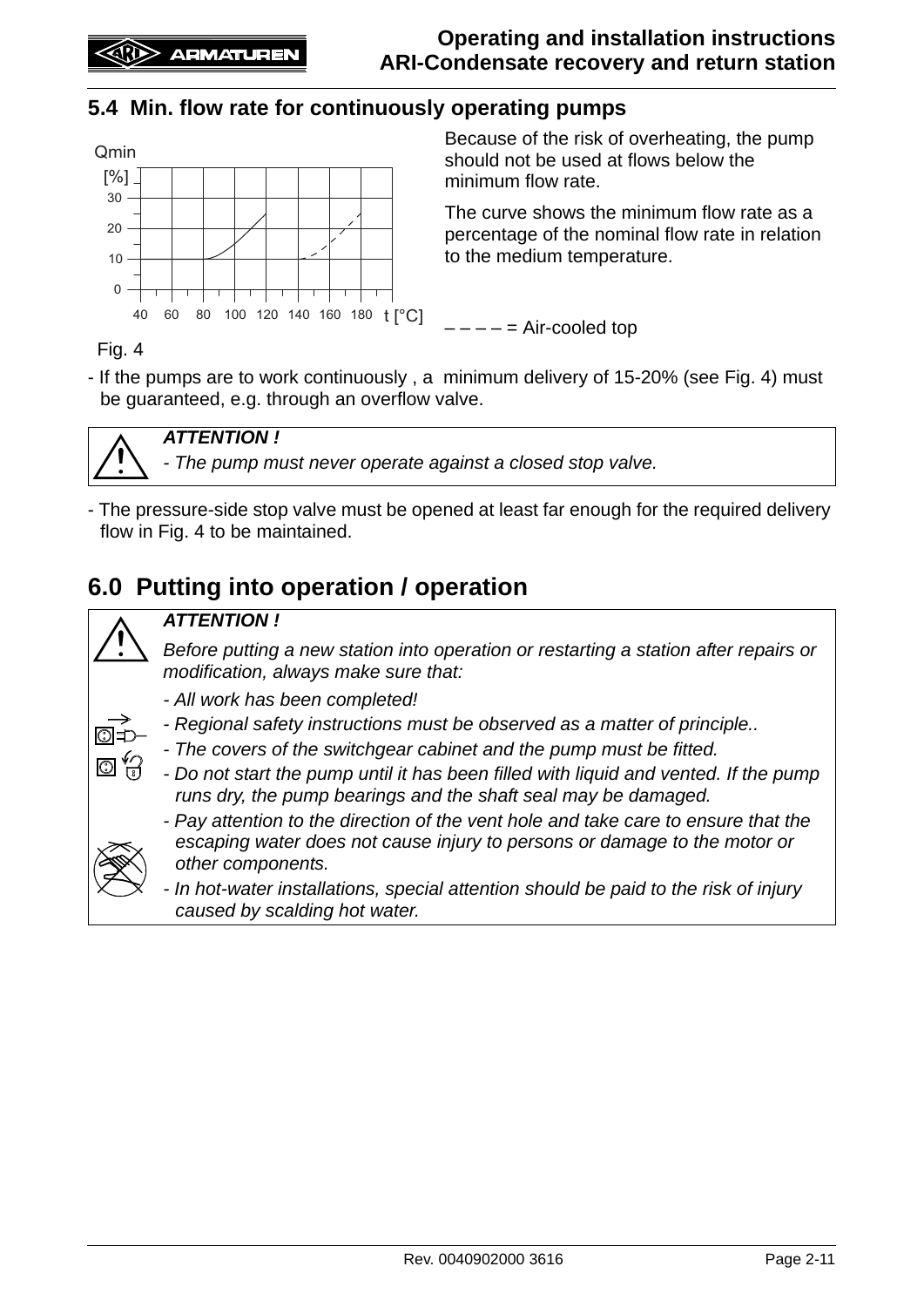## 5.4 Min. flow rate for continuously operating pumps

Because of the risk of overheating, the pump should not be used at flows below the minimum flow rate.

The curve shows the minimum flow rate as a percentage of the nominal flow rate in relation to the medium temperature.

– – – – = Air-cooled top

Fig. 4

- If the pumps are to work continuously , a minimum delivery of 15-20% (see Fig. 4) must be guaranteed, e.g. through an overflow valve.

> ***ATTENTION !***
>
> *- The pump must never operate against a closed stop valve.*

- The pressure-side stop valve must be opened at least far enough for the required delivery flow in Fig. 4 to be maintained.

# 6.0 Putting into operation / operation

> ***ATTENTION !***
>
> *Before putting a new station into operation or restarting a station after repairs or modification, always make sure that:*
>
> *- All work has been completed!*
>
> *- Regional safety instructions must be observed as a matter of principle..*
>
> *- The covers of the switchgear cabinet and the pump must be fitted.*
>
> *- Do not start the pump until it has been filled with liquid and vented. If the pump runs dry, the pump bearings and the shaft seal may be damaged.*
>
> *- Pay attention to the direction of the vent hole and take care to ensure that the escaping water does not cause injury to persons or damage to the motor or other components.*
>
> *- In hot-water installations, special attention should be paid to the risk of injury caused by scalding hot water.*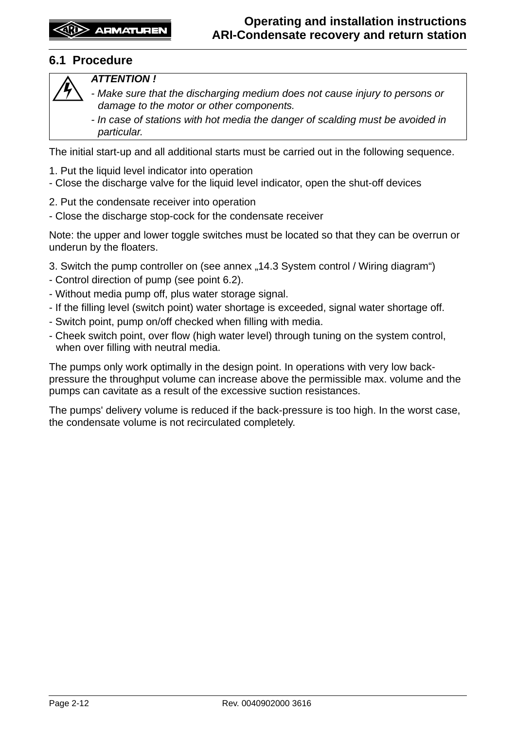## 6.1 Procedure

> ***ATTENTION !***
>
> *- Make sure that the discharging medium does not cause injury to persons or damage to the motor or other components.*
>
> *- In case of stations with hot media the danger of scalding must be avoided in particular.*

The initial start-up and all additional starts must be carried out in the following sequence.

1. Put the liquid level indicator into operation
- Close the discharge valve for the liquid level indicator, open the shut-off devices

2. Put the condensate receiver into operation
- Close the discharge stop-cock for the condensate receiver

Note: the upper and lower toggle switches must be located so that they can be overrun or underun by the floaters.

3. Switch the pump controller on (see annex „14.3 System control / Wiring diagram")
- Control direction of pump (see point 6.2).
- Without media pump off, plus water storage signal.
- If the filling level (switch point) water shortage is exceeded, signal water shortage off.
- Switch point, pump on/off checked when filling with media.
- Cheek switch point, over flow (high water level) through tuning on the system control, when over filling with neutral media.

The pumps only work optimally in the design point. In operations with very low back-pressure the throughput volume can increase above the permissible max. volume and the pumps can cavitate as a result of the excessive suction resistances.

The pumps' delivery volume is reduced if the back-pressure is too high. In the worst case, the condensate volume is not recirculated completely.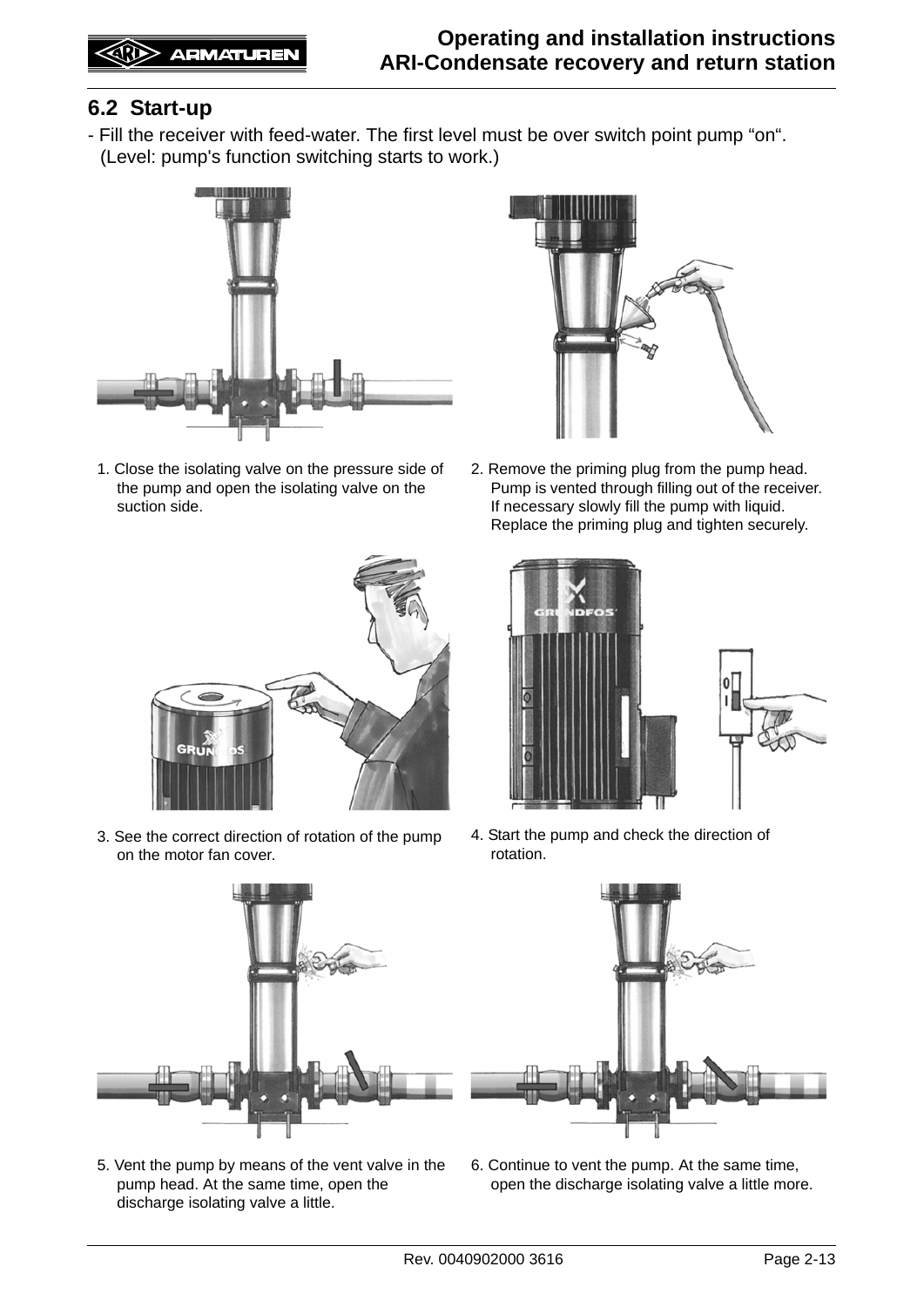## 6.2 Start-up

- Fill the receiver with feed-water. The first level must be over switch point pump “on“. (Level: pump's function switching starts to work.)

1. Close the isolating valve on the pressure side of the pump and open the isolating valve on the suction side.

2. Remove the priming plug from the pump head. Pump is vented through filling out of the receiver. If necessary slowly fill the pump with liquid. Replace the priming plug and tighten securely.

3. See the correct direction of rotation of the pump on the motor fan cover.

4. Start the pump and check the direction of rotation.

5. Vent the pump by means of the vent valve in the pump head. At the same time, open the discharge isolating valve a little.

6. Continue to vent the pump. At the same time, open the discharge isolating valve a little more.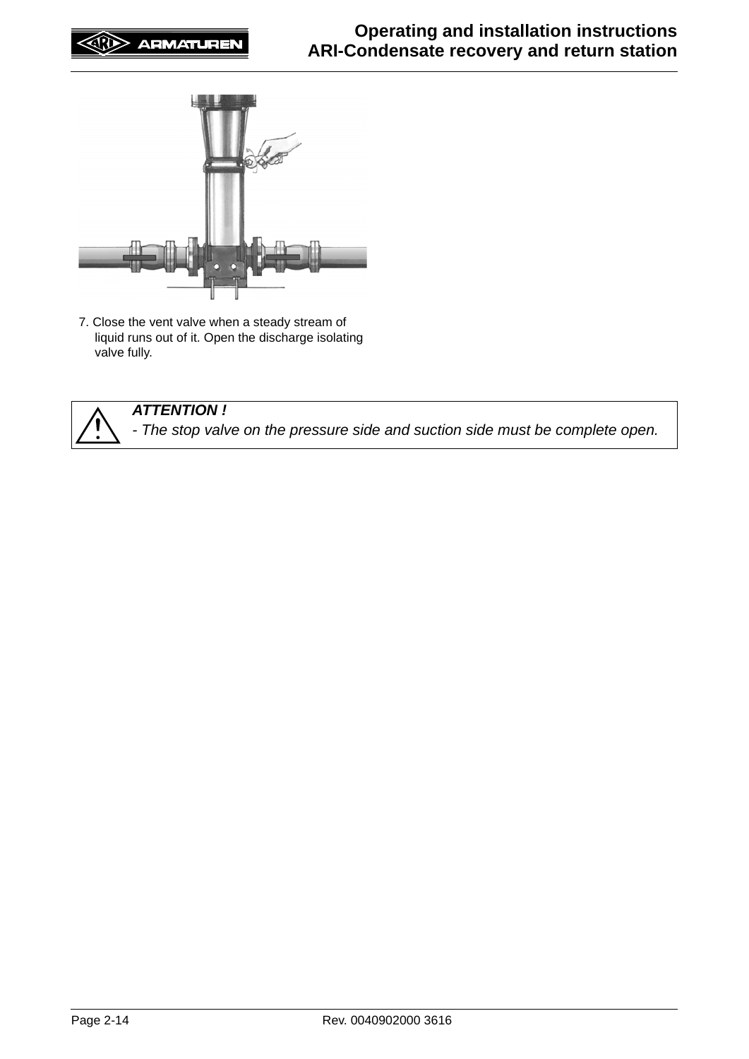7. Close the vent valve when a steady stream of liquid runs out of it. Open the discharge isolating valve fully.

> ***ATTENTION !***
> *- The stop valve on the pressure side and suction side must be complete open.*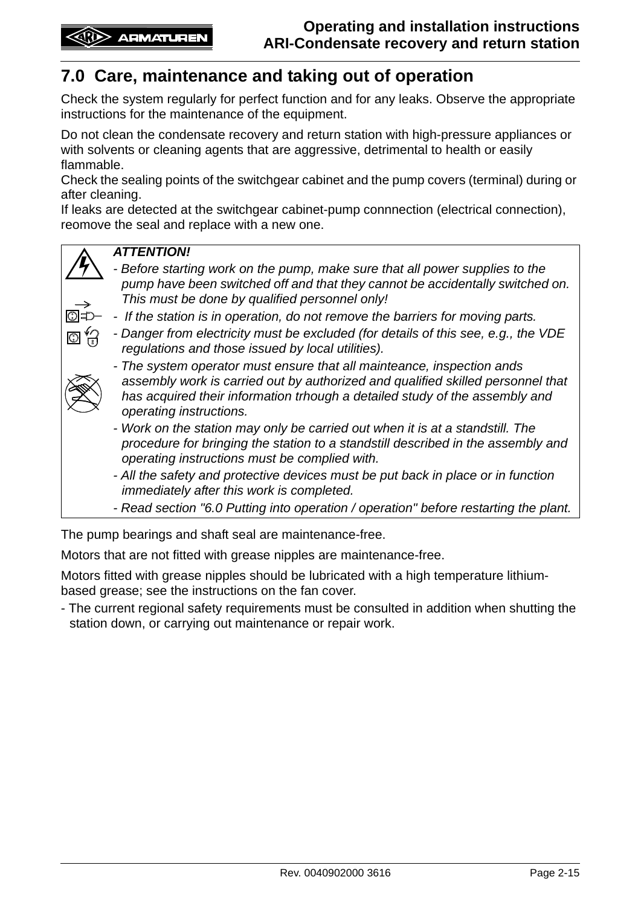## 7.0 Care, maintenance and taking out of operation

Check the system regularly for perfect function and for any leaks. Observe the appropriate instructions for the maintenance of the equipment.

Do not clean the condensate recovery and return station with high-pressure appliances or with solvents or cleaning agents that are aggressive, detrimental to health or easily flammable.
Check the sealing points of the switchgear cabinet and the pump covers (terminal) during or after cleaning.
If leaks are detected at the switchgear cabinet-pump connnection (electrical connection), reomove the seal and replace with a new one.

> ***ATTENTION!***
>
> *- Before starting work on the pump, make sure that all power supplies to the pump have been switched off and that they cannot be accidentally switched on. This must be done by qualified personnel only!*
>
> *- If the station is in operation, do not remove the barriers for moving parts.*
>
> *- Danger from electricity must be excluded (for details of this see, e.g., the VDE regulations and those issued by local utilities).*
>
> *- The system operator must ensure that all mainteance, inspection ands assembly work is carried out by authorized and qualified skilled personnel that has acquired their information trhough a detailed study of the assembly and operating instructions.*
>
> *- Work on the station may only be carried out when it is at a standstill. The procedure for bringing the station to a standstill described in the assembly and operating instructions must be complied with.*
>
> *- All the safety and protective devices must be put back in place or in function immediately after this work is completed.*
>
> *- Read section "6.0 Putting into operation / operation" before restarting the plant.*

The pump bearings and shaft seal are maintenance-free.

Motors that are not fitted with grease nipples are maintenance-free.

Motors fitted with grease nipples should be lubricated with a high temperature lithium-based grease; see the instructions on the fan cover.

- The current regional safety requirements must be consulted in addition when shutting the station down, or carrying out maintenance or repair work.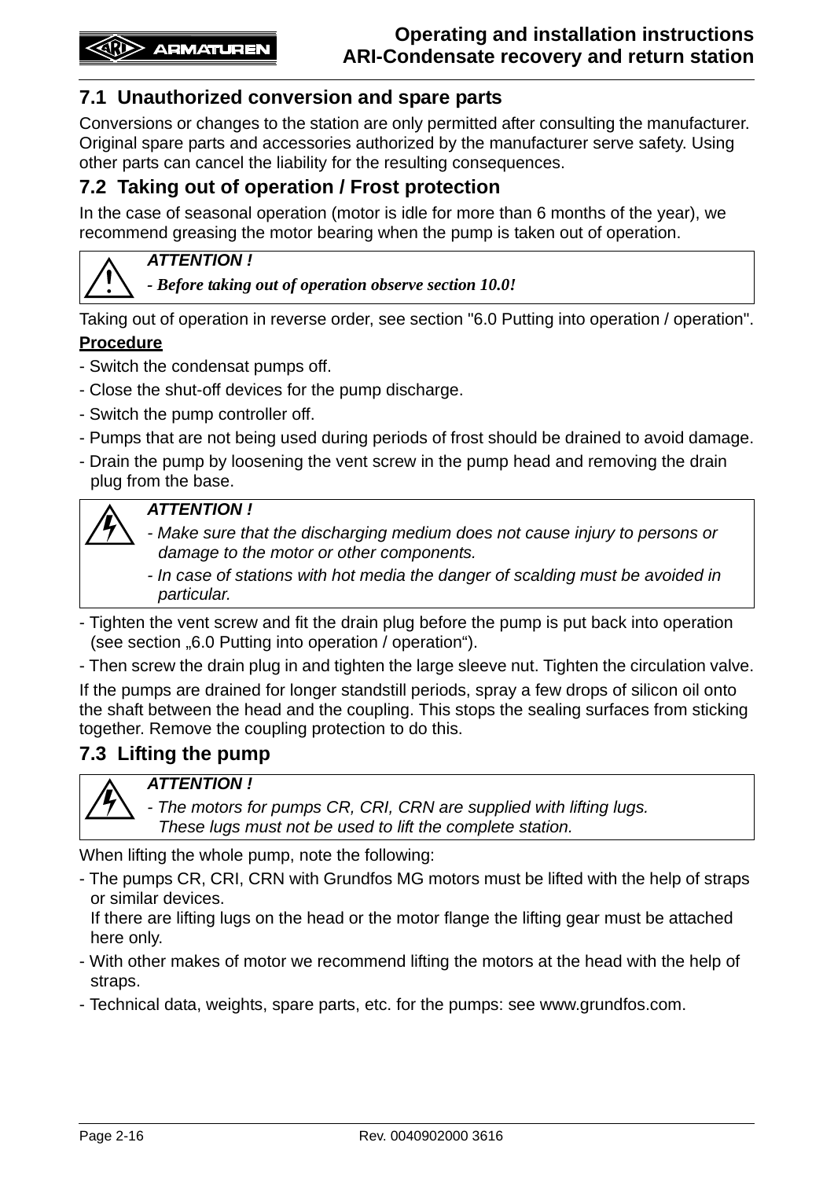## 7.1 Unauthorized conversion and spare parts

Conversions or changes to the station are only permitted after consulting the manufacturer. Original spare parts and accessories authorized by the manufacturer serve safety. Using other parts can cancel the liability for the resulting consequences.

## 7.2 Taking out of operation / Frost protection

In the case of seasonal operation (motor is idle for more than 6 months of the year), we recommend greasing the motor bearing when the pump is taken out of operation.

> ***ATTENTION !***
>
> ***- Before taking out of operation observe section 10.0!***

Taking out of operation in reverse order, see section "6.0 Putting into operation / operation".

**Procedure**

- Switch the condensat pumps off.
- Close the shut-off devices for the pump discharge.
- Switch the pump controller off.
- Pumps that are not being used during periods of frost should be drained to avoid damage.
- Drain the pump by loosening the vent screw in the pump head and removing the drain plug from the base.

> ***ATTENTION !***
>
> *- Make sure that the discharging medium does not cause injury to persons or damage to the motor or other components.*
>
> *- In case of stations with hot media the danger of scalding must be avoided in particular.*

- Tighten the vent screw and fit the drain plug before the pump is put back into operation (see section „6.0 Putting into operation / operation“).
- Then screw the drain plug in and tighten the large sleeve nut. Tighten the circulation valve.

If the pumps are drained for longer standstill periods, spray a few drops of silicon oil onto the shaft between the head and the coupling. This stops the sealing surfaces from sticking together. Remove the coupling protection to do this.

## 7.3 Lifting the pump

> ***ATTENTION !***
>
> *- The motors for pumps CR, CRI, CRN are supplied with lifting lugs. These lugs must not be used to lift the complete station.*

When lifting the whole pump, note the following:

- The pumps CR, CRI, CRN with Grundfos MG motors must be lifted with the help of straps or similar devices.
  If there are lifting lugs on the head or the motor flange the lifting gear must be attached here only.
- With other makes of motor we recommend lifting the motors at the head with the help of straps.
- Technical data, weights, spare parts, etc. for the pumps: see www.grundfos.com.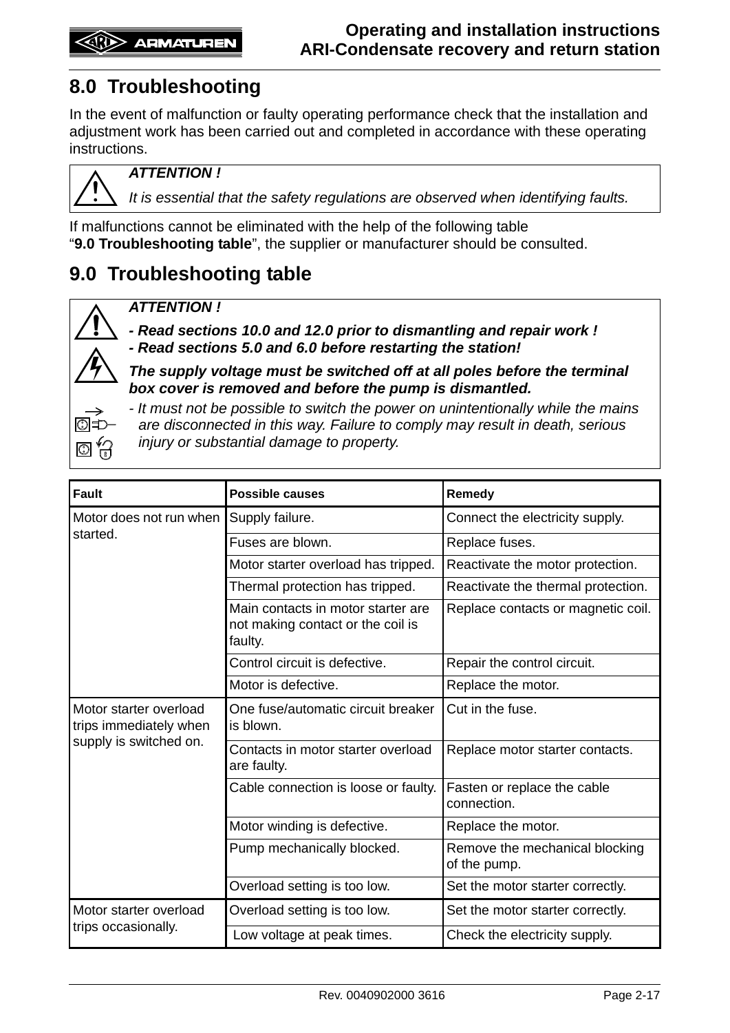## 8.0 Troubleshooting

In the event of malfunction or faulty operating performance check that the installation and adjustment work has been carried out and completed in accordance with these operating instructions.

> ***ATTENTION !***
>
> *It is essential that the safety regulations are observed when identifying faults.*

If malfunctions cannot be eliminated with the help of the following table “**9.0 Troubleshooting table**”, the supplier or manufacturer should be consulted.

## 9.0 Troubleshooting table

> ***ATTENTION !***
>
> ***- Read sections 10.0 and 12.0 prior to dismantling and repair work !***
> ***- Read sections 5.0 and 6.0 before restarting the station!***
>
> ***The supply voltage must be switched off at all poles before the terminal box cover is removed and before the pump is dismantled.***
>
> *- It must not be possible to switch the power on unintentionally while the mains are disconnected in this way. Failure to comply may result in death, serious injury or substantial damage to property.*

| Fault | Possible causes | Remedy |
|---|---|---|
| Motor does not run when started. | Supply failure. | Connect the electricity supply. |
| | Fuses are blown. | Replace fuses. |
| | Motor starter overload has tripped. | Reactivate the motor protection. |
| | Thermal protection has tripped. | Reactivate the thermal protection. |
| | Main contacts in motor starter are not making contact or the coil is faulty. | Replace contacts or magnetic coil. |
| | Control circuit is defective. | Repair the control circuit. |
| | Motor is defective. | Replace the motor. |
| Motor starter overload trips immediately when supply is switched on. | One fuse/automatic circuit breaker is blown. | Cut in the fuse. |
| | Contacts in motor starter overload are faulty. | Replace motor starter contacts. |
| | Cable connection is loose or faulty. | Fasten or replace the cable connection. |
| | Motor winding is defective. | Replace the motor. |
| | Pump mechanically blocked. | Remove the mechanical blocking of the pump. |
| | Overload setting is too low. | Set the motor starter correctly. |
| Motor starter overload trips occasionally. | Overload setting is too low. | Set the motor starter correctly. |
| | Low voltage at peak times. | Check the electricity supply. |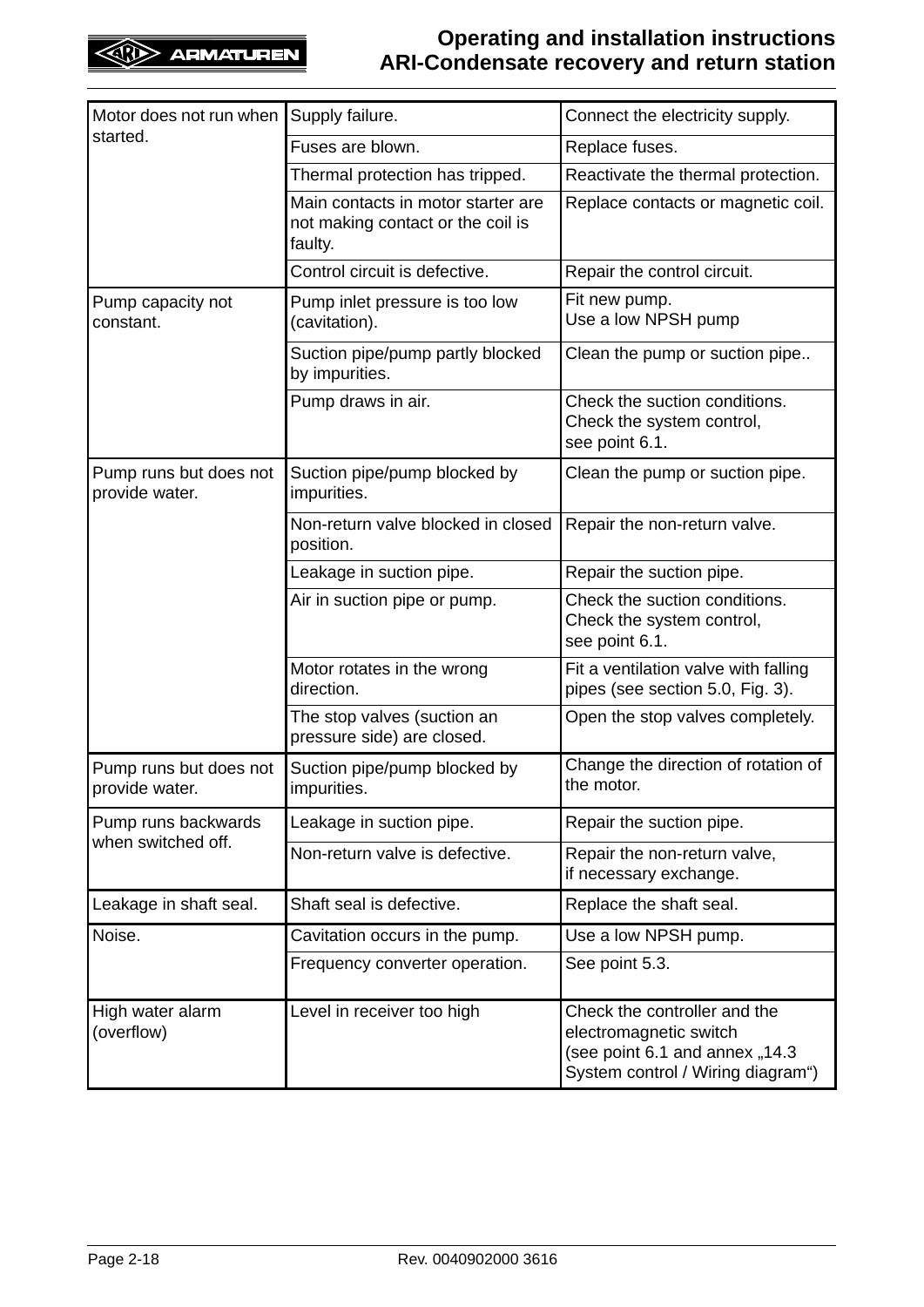| | | |
|---|---|---|
| Motor does not run when started. | Supply failure. | Connect the electricity supply. |
| | Fuses are blown. | Replace fuses. |
| | Thermal protection has tripped. | Reactivate the thermal protection. |
| | Main contacts in motor starter are not making contact or the coil is faulty. | Replace contacts or magnetic coil. |
| | Control circuit is defective. | Repair the control circuit. |
| Pump capacity not constant. | Pump inlet pressure is too low (cavitation). | Fit new pump.<br>Use a low NPSH pump |
| | Suction pipe/pump partly blocked by impurities. | Clean the pump or suction pipe.. |
| | Pump draws in air. | Check the suction conditions.<br>Check the system control,<br>see point 6.1. |
| Pump runs but does not provide water. | Suction pipe/pump blocked by impurities. | Clean the pump or suction pipe. |
| | Non-return valve blocked in closed position. | Repair the non-return valve. |
| | Leakage in suction pipe. | Repair the suction pipe. |
| | Air in suction pipe or pump. | Check the suction conditions.<br>Check the system control,<br>see point 6.1. |
| | Motor rotates in the wrong direction. | Fit a ventilation valve with falling pipes (see section 5.0, Fig. 3). |
| | The stop valves (suction an pressure side) are closed. | Open the stop valves completely. |
| Pump runs but does not provide water. | Suction pipe/pump blocked by impurities. | Change the direction of rotation of the motor. |
| Pump runs backwards when switched off. | Leakage in suction pipe. | Repair the suction pipe. |
| | Non-return valve is defective. | Repair the non-return valve,<br>if necessary exchange. |
| Leakage in shaft seal. | Shaft seal is defective. | Replace the shaft seal. |
| Noise. | Cavitation occurs in the pump. | Use a low NPSH pump. |
| | Frequency converter operation. | See point 5.3. |
| High water alarm (overflow) | Level in receiver too high | Check the controller and the electromagnetic switch<br>(see point 6.1 and annex „14.3 System control / Wiring diagram“) |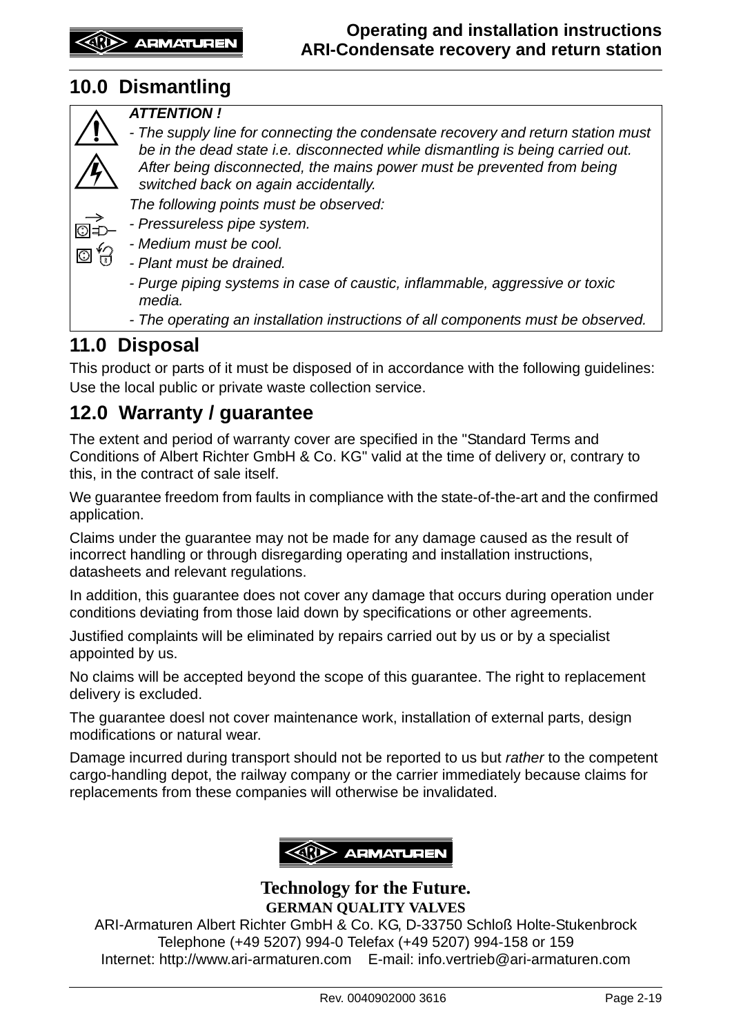## 10.0 Dismantling

***ATTENTION !***

- *The supply line for connecting the condensate recovery and return station must be in the dead state i.e. disconnected while dismantling is being carried out. After being disconnected, the mains power must be prevented from being switched back on again accidentally.*

*The following points must be observed:*

- *Pressureless pipe system.*
- *Medium must be cool.*
- *Plant must be drained.*
- *Purge piping systems in case of caustic, inflammable, aggressive or toxic media.*
- *The operating an installation instructions of all components must be observed.*

## 11.0 Disposal

This product or parts of it must be disposed of in accordance with the following guidelines: Use the local public or private waste collection service.

## 12.0 Warranty / guarantee

The extent and period of warranty cover are specified in the "Standard Terms and Conditions of Albert Richter GmbH & Co. KG" valid at the time of delivery or, contrary to this, in the contract of sale itself.

We guarantee freedom from faults in compliance with the state-of-the-art and the confirmed application.

Claims under the guarantee may not be made for any damage caused as the result of incorrect handling or through disregarding operating and installation instructions, datasheets and relevant regulations.

In addition, this guarantee does not cover any damage that occurs during operation under conditions deviating from those laid down by specifications or other agreements.

Justified complaints will be eliminated by repairs carried out by us or by a specialist appointed by us.

No claims will be accepted beyond the scope of this guarantee. The right to replacement delivery is excluded.

The guarantee doesl not cover maintenance work, installation of external parts, design modifications or natural wear.

Damage incurred during transport should not be reported to us but *rather* to the competent cargo-handling depot, the railway company or the carrier immediately because claims for replacements from these companies will otherwise be invalidated.

**Technology for the Future.**

**GERMAN QUALITY VALVES**

ARI-Armaturen Albert Richter GmbH & Co. KG, D-33750 Schloß Holte-Stukenbrock
Telephone (+49 5207) 994-0 Telefax (+49 5207) 994-158 or 159
Internet: http://www.ari-armaturen.com E-mail: info.vertrieb@ari-armaturen.com

Rev. 0040902000 3616